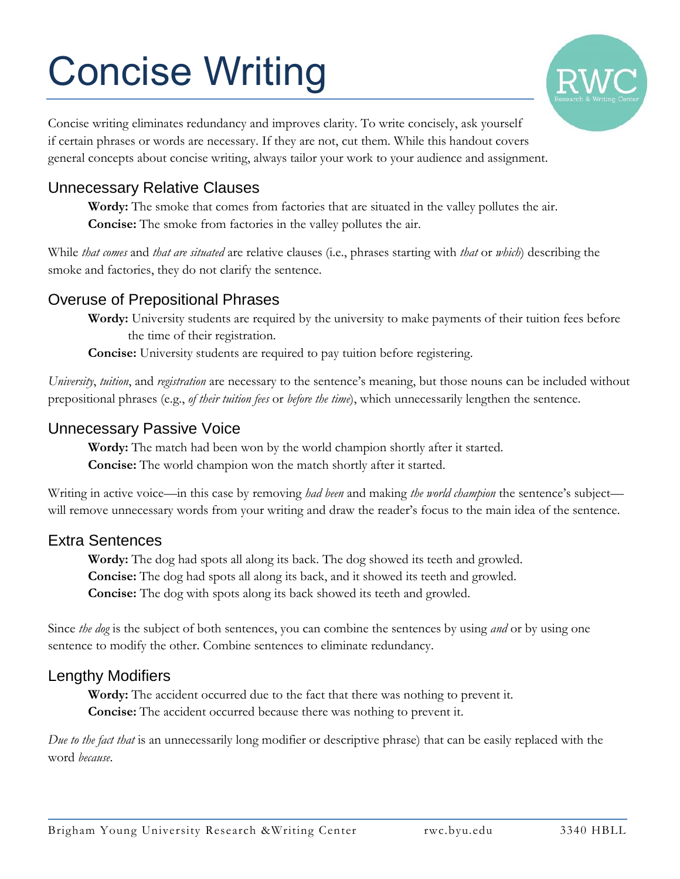# Concise Writing

Concise writing eliminates redundancy and improves clarity. To write concisely, ask yourself if certain phrases or words are necessary. If they are not, cut them. While this handout covers general concepts about concise writing, always tailor your work to your audience and assignment.

## Unnecessary Relative Clauses

**Wordy:** The smoke that comes from factories that are situated in the valley pollutes the air.
**Concise:** The smoke from factories in the valley pollutes the air.

While *that comes* and *that are situated* are relative clauses (i.e., phrases starting with *that* or *which*) describing the smoke and factories, they do not clarify the sentence.

## Overuse of Prepositional Phrases

**Wordy:** University students are required by the university to make payments of their tuition fees before the time of their registration.
**Concise:** University students are required to pay tuition before registering.

*University*, *tuition*, and *registration* are necessary to the sentence's meaning, but those nouns can be included without prepositional phrases (e.g., *of their tuition fees* or *before the time*), which unnecessarily lengthen the sentence.

## Unnecessary Passive Voice

**Wordy:** The match had been won by the world champion shortly after it started.
**Concise:** The world champion won the match shortly after it started.

Writing in active voice—in this case by removing *had been* and making *the world champion* the sentence's subject—will remove unnecessary words from your writing and draw the reader's focus to the main idea of the sentence.

## Extra Sentences

**Wordy:** The dog had spots all along its back. The dog showed its teeth and growled.
**Concise:** The dog had spots all along its back, and it showed its teeth and growled.
**Concise:** The dog with spots along its back showed its teeth and growled.

Since *the dog* is the subject of both sentences, you can combine the sentences by using *and* or by using one sentence to modify the other. Combine sentences to eliminate redundancy.

## Lengthy Modifiers

**Wordy:** The accident occurred due to the fact that there was nothing to prevent it.
**Concise:** The accident occurred because there was nothing to prevent it.

*Due to the fact that* is an unnecessarily long modifier or descriptive phrase) that can be easily replaced with the word *because*.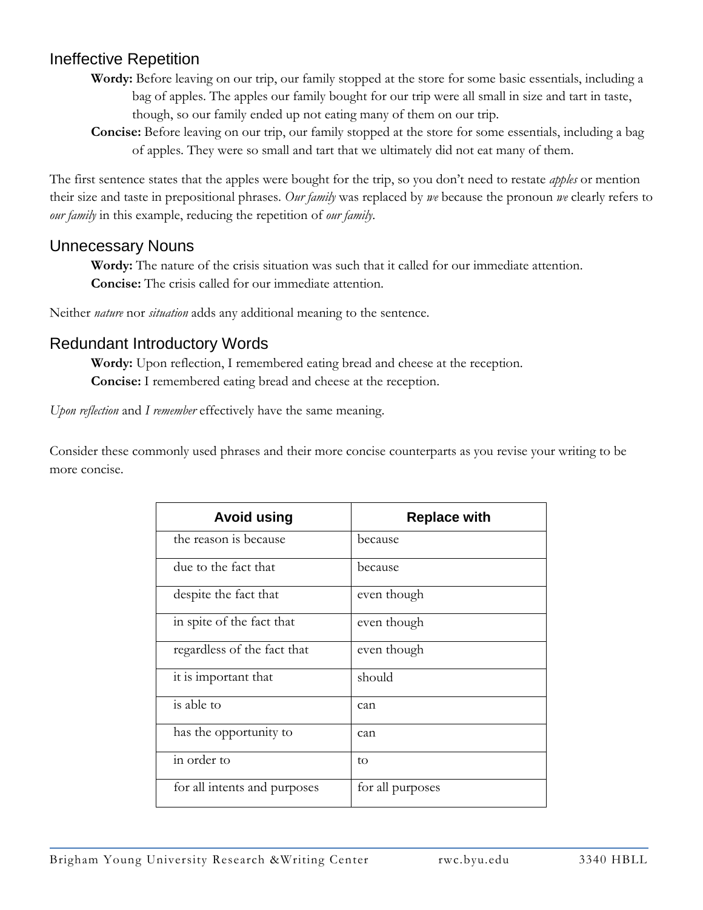## Ineffective Repetition

**Wordy:** Before leaving on our trip, our family stopped at the store for some basic essentials, including a bag of apples. The apples our family bought for our trip were all small in size and tart in taste, though, so our family ended up not eating many of them on our trip.

**Concise:** Before leaving on our trip, our family stopped at the store for some essentials, including a bag of apples. They were so small and tart that we ultimately did not eat many of them.

The first sentence states that the apples were bought for the trip, so you don't need to restate *apples* or mention their size and taste in prepositional phrases. *Our family* was replaced by *we* because the pronoun *we* clearly refers to *our family* in this example, reducing the repetition of *our family*.

## Unnecessary Nouns

**Wordy:** The nature of the crisis situation was such that it called for our immediate attention.

**Concise:** The crisis called for our immediate attention.

Neither *nature* nor *situation* adds any additional meaning to the sentence.

## Redundant Introductory Words

**Wordy:** Upon reflection, I remembered eating bread and cheese at the reception.

**Concise:** I remembered eating bread and cheese at the reception.

*Upon reflection* and *I remember* effectively have the same meaning.

Consider these commonly used phrases and their more concise counterparts as you revise your writing to be more concise.

| Avoid using | Replace with |
|---|---|
| the reason is because | because |
| due to the fact that | because |
| despite the fact that | even though |
| in spite of the fact that | even though |
| regardless of the fact that | even though |
| it is important that | should |
| is able to | can |
| has the opportunity to | can |
| in order to | to |
| for all intents and purposes | for all purposes |